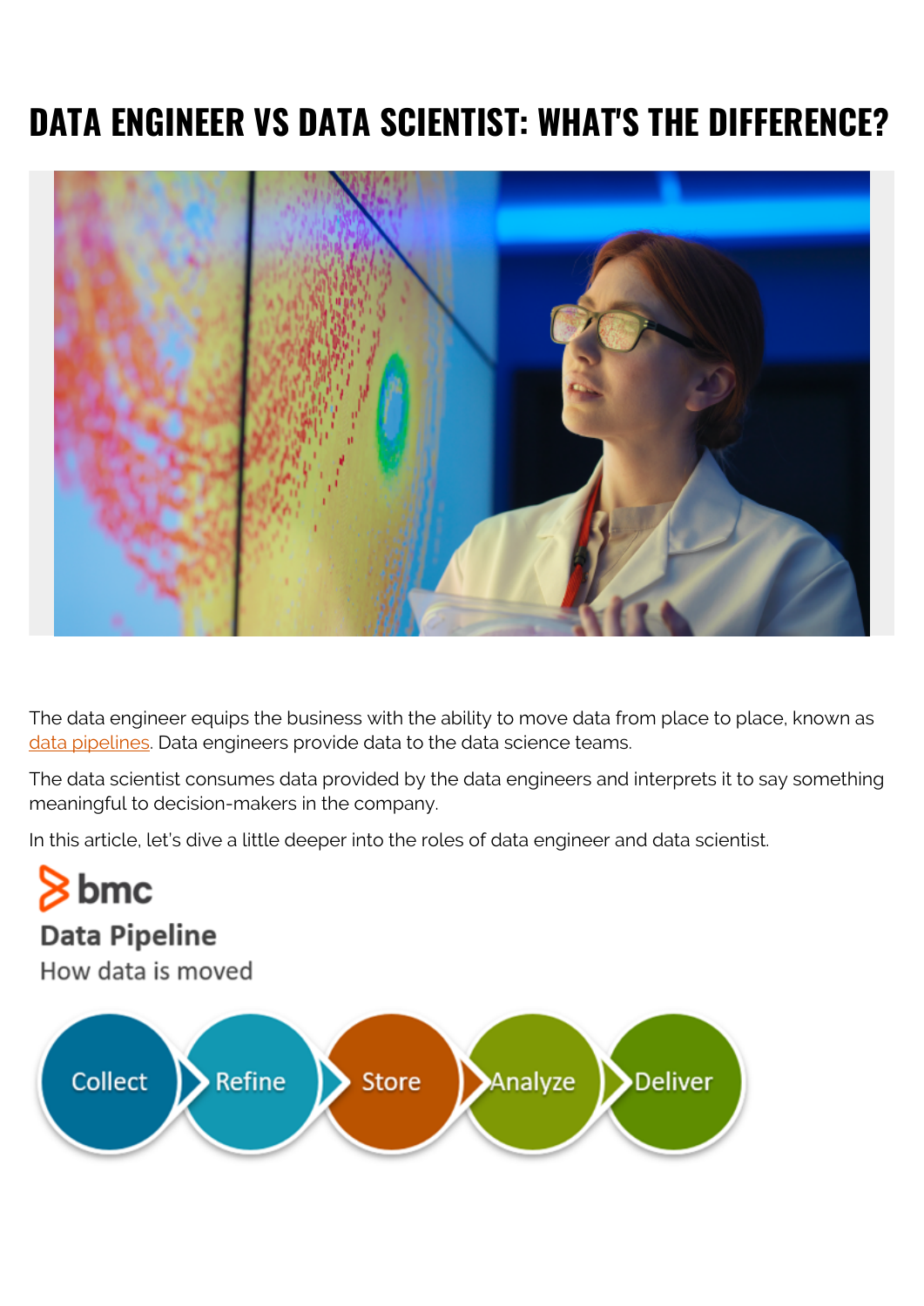# DATA ENGINEER VS DATA SCIENTIST: WHAT'S THE DIFFERENCE?

The data engineer equips the business with the ability to move data from place to place, known as data pipelines. Data engineers provide data to the data science teams.

The data scientist consumes data provided by the data engineers and interprets it to say something meaningful to decision-makers in the company.

In this article, let's dive a little deeper into the roles of data engineer and data scientist.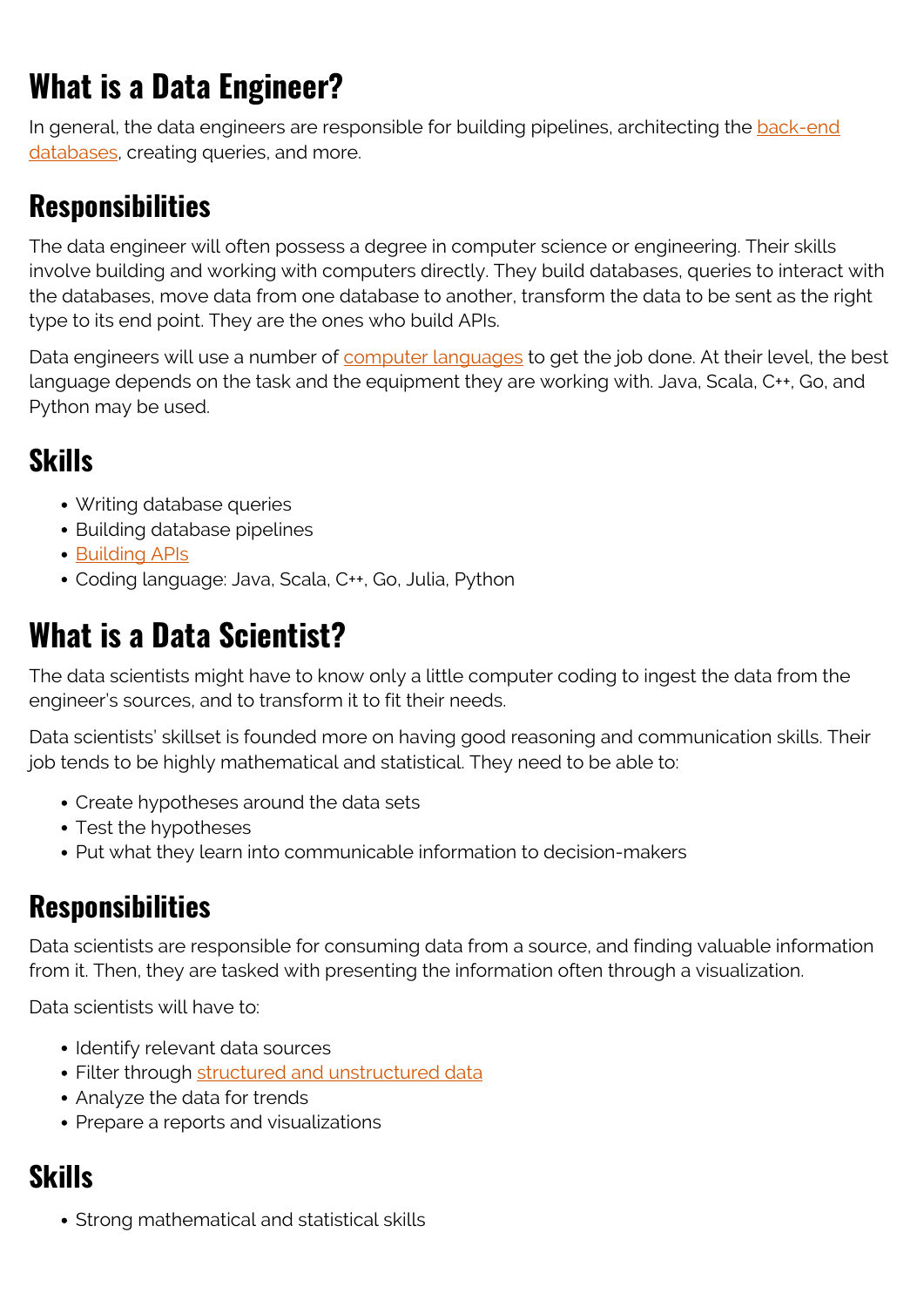# What is a Data Engineer?

In general, the data engineers are responsible for building pipelines, architecting the back-end databases, creating queries, and more.

## Responsibilities

The data engineer will often possess a degree in computer science or engineering. Their skills involve building and working with computers directly. They build databases, queries to interact with the databases, move data from one database to another, transform the data to be sent as the right type to its end point. They are the ones who build APIs.

Data engineers will use a number of computer languages to get the job done. At their level, the best language depends on the task and the equipment they are working with. Java, Scala, C++, Go, and Python may be used.

## Skills

- Writing database queries
- Building database pipelines
- Building APIs
- Coding language: Java, Scala, C++, Go, Julia, Python

# What is a Data Scientist?

The data scientists might have to know only a little computer coding to ingest the data from the engineer's sources, and to transform it to fit their needs.

Data scientists' skillset is founded more on having good reasoning and communication skills. Their job tends to be highly mathematical and statistical. They need to be able to:

- Create hypotheses around the data sets
- Test the hypotheses
- Put what they learn into communicable information to decision-makers

## Responsibilities

Data scientists are responsible for consuming data from a source, and finding valuable information from it. Then, they are tasked with presenting the information often through a visualization.

Data scientists will have to:

- Identify relevant data sources
- Filter through structured and unstructured data
- Analyze the data for trends
- Prepare a reports and visualizations

## Skills

- Strong mathematical and statistical skills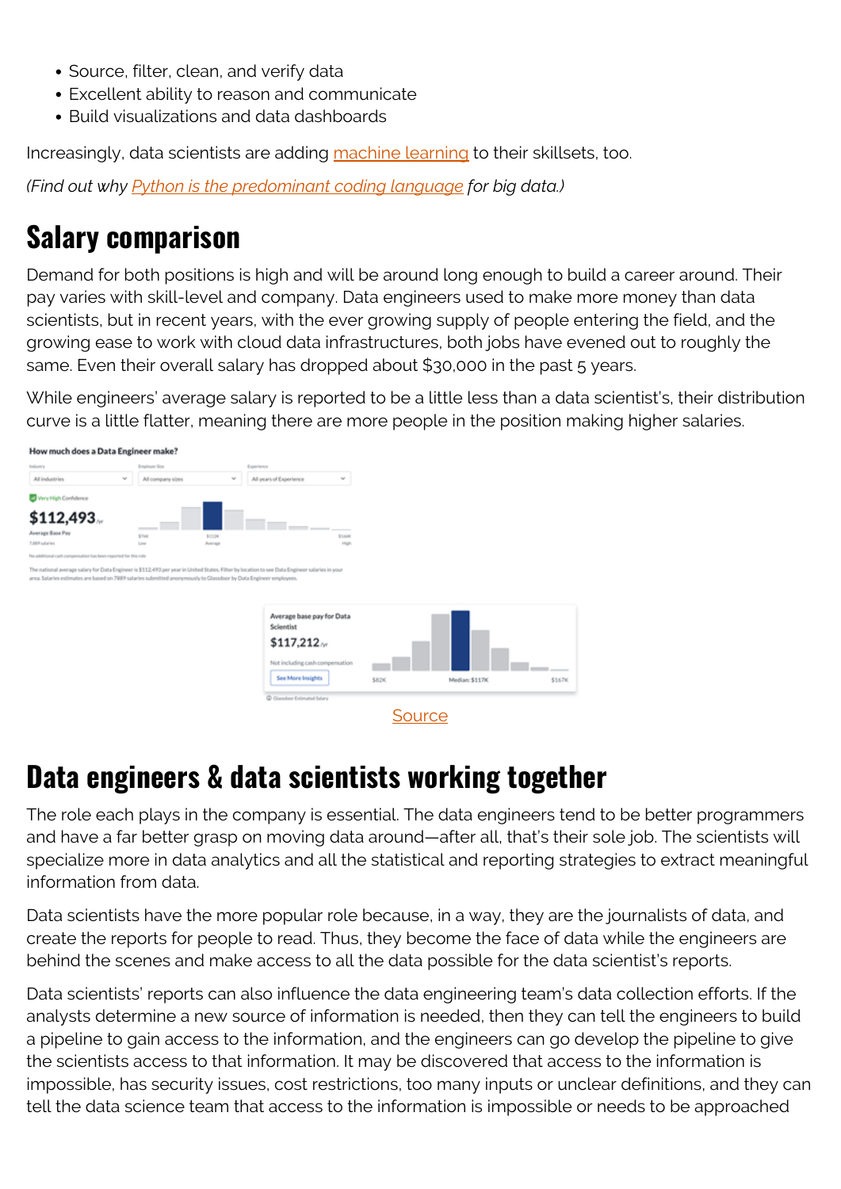- Source, filter, clean, and verify data
- Excellent ability to reason and communicate
- Build visualizations and data dashboards

Increasingly, data scientists are adding machine learning to their skillsets, too.

*(Find out why Python is the predominant coding language for big data.)*

## Salary comparison

Demand for both positions is high and will be around long enough to build a career around. Their pay varies with skill-level and company. Data engineers used to make more money than data scientists, but in recent years, with the ever growing supply of people entering the field, and the growing ease to work with cloud data infrastructures, both jobs have evened out to roughly the same. Even their overall salary has dropped about $30,000 in the past 5 years.

While engineers' average salary is reported to be a little less than a data scientist's, their distribution curve is a little flatter, meaning there are more people in the position making higher salaries.

Source

## Data engineers & data scientists working together

The role each plays in the company is essential. The data engineers tend to be better programmers and have a far better grasp on moving data around—after all, that's their sole job. The scientists will specialize more in data analytics and all the statistical and reporting strategies to extract meaningful information from data.

Data scientists have the more popular role because, in a way, they are the journalists of data, and create the reports for people to read. Thus, they become the face of data while the engineers are behind the scenes and make access to all the data possible for the data scientist's reports.

Data scientists' reports can also influence the data engineering team's data collection efforts. If the analysts determine a new source of information is needed, then they can tell the engineers to build a pipeline to gain access to the information, and the engineers can go develop the pipeline to give the scientists access to that information. It may be discovered that access to the information is impossible, has security issues, cost restrictions, too many inputs or unclear definitions, and they can tell the data science team that access to the information is impossible or needs to be approached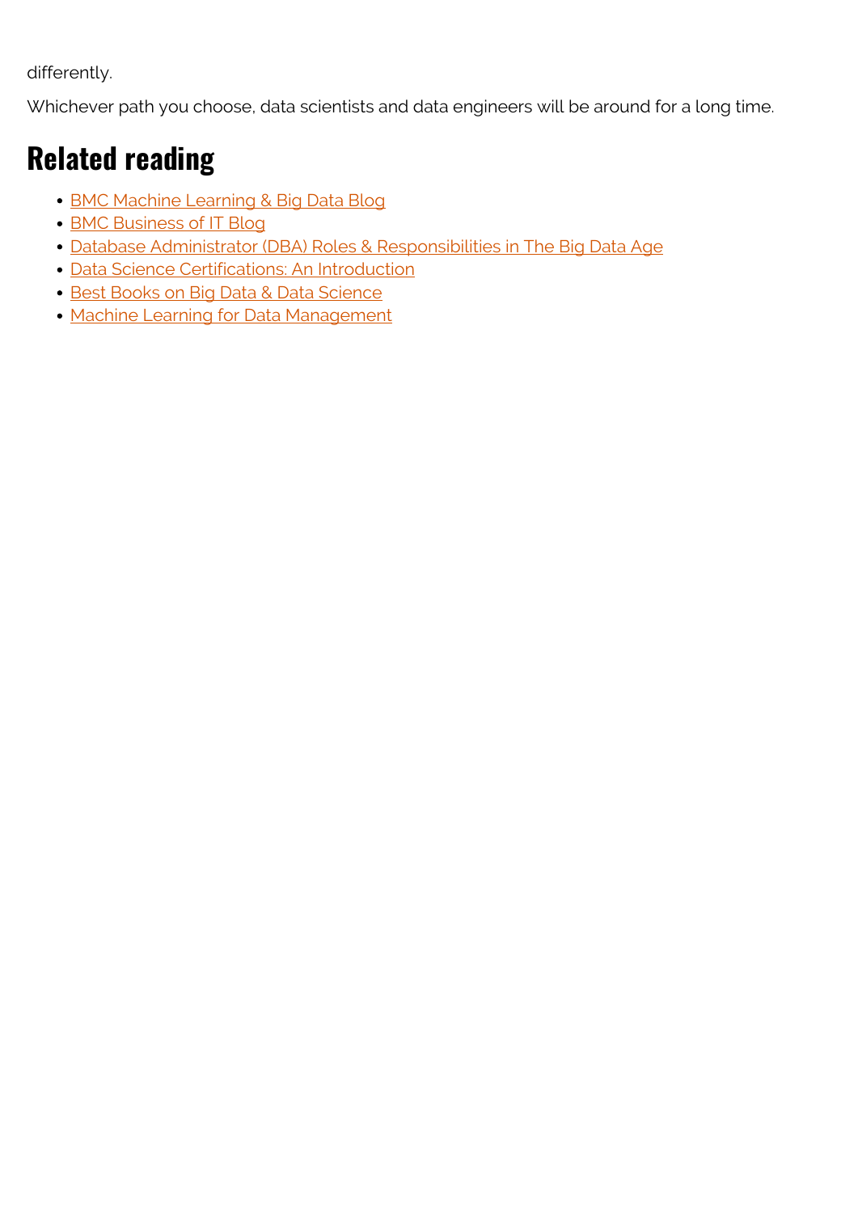differently.

Whichever path you choose, data scientists and data engineers will be around for a long time.

## Related reading

- BMC Machine Learning & Big Data Blog
- BMC Business of IT Blog
- Database Administrator (DBA) Roles & Responsibilities in The Big Data Age
- Data Science Certifications: An Introduction
- Best Books on Big Data & Data Science
- Machine Learning for Data Management